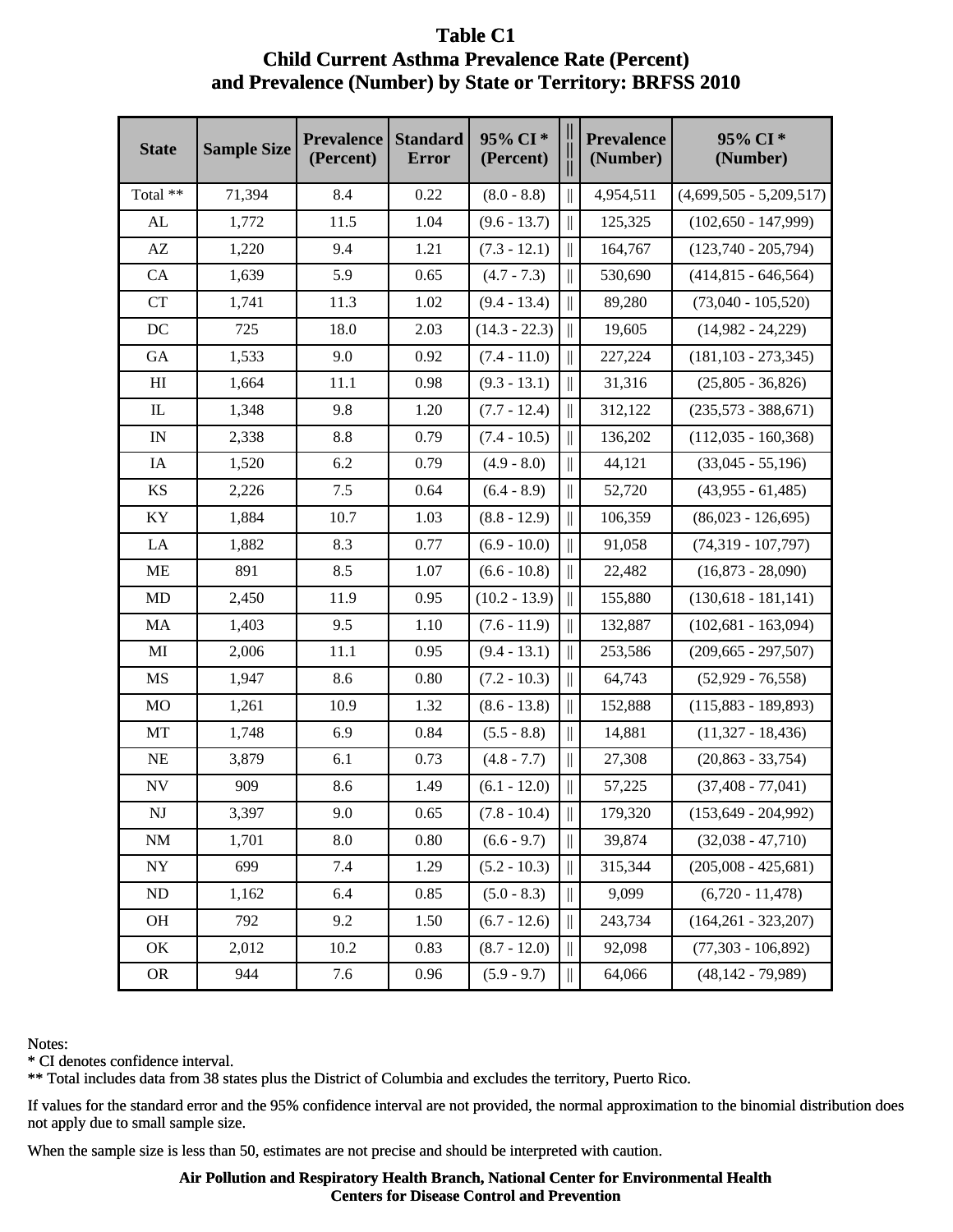# Table C1
## Child Current Asthma Prevalence Rate (Percent) and Prevalence (Number) by State or Territory: BRFSS 2010

| State | Sample Size | Prevalence (Percent) | Standard Error | 95% CI * (Percent) | \|\| | Prevalence (Number) | 95% CI * (Number) |
|---|---|---|---|---|---|---|---|
| Total ** | 71,394 | 8.4 | 0.22 | (8.0 - 8.8) | \|\| | 4,954,511 | (4,699,505 - 5,209,517) |
| AL | 1,772 | 11.5 | 1.04 | (9.6 - 13.7) | \|\| | 125,325 | (102,650 - 147,999) |
| AZ | 1,220 | 9.4 | 1.21 | (7.3 - 12.1) | \|\| | 164,767 | (123,740 - 205,794) |
| CA | 1,639 | 5.9 | 0.65 | (4.7 - 7.3) | \|\| | 530,690 | (414,815 - 646,564) |
| CT | 1,741 | 11.3 | 1.02 | (9.4 - 13.4) | \|\| | 89,280 | (73,040 - 105,520) |
| DC | 725 | 18.0 | 2.03 | (14.3 - 22.3) | \|\| | 19,605 | (14,982 - 24,229) |
| GA | 1,533 | 9.0 | 0.92 | (7.4 - 11.0) | \|\| | 227,224 | (181,103 - 273,345) |
| HI | 1,664 | 11.1 | 0.98 | (9.3 - 13.1) | \|\| | 31,316 | (25,805 - 36,826) |
| IL | 1,348 | 9.8 | 1.20 | (7.7 - 12.4) | \|\| | 312,122 | (235,573 - 388,671) |
| IN | 2,338 | 8.8 | 0.79 | (7.4 - 10.5) | \|\| | 136,202 | (112,035 - 160,368) |
| IA | 1,520 | 6.2 | 0.79 | (4.9 - 8.0) | \|\| | 44,121 | (33,045 - 55,196) |
| KS | 2,226 | 7.5 | 0.64 | (6.4 - 8.9) | \|\| | 52,720 | (43,955 - 61,485) |
| KY | 1,884 | 10.7 | 1.03 | (8.8 - 12.9) | \|\| | 106,359 | (86,023 - 126,695) |
| LA | 1,882 | 8.3 | 0.77 | (6.9 - 10.0) | \|\| | 91,058 | (74,319 - 107,797) |
| ME | 891 | 8.5 | 1.07 | (6.6 - 10.8) | \|\| | 22,482 | (16,873 - 28,090) |
| MD | 2,450 | 11.9 | 0.95 | (10.2 - 13.9) | \|\| | 155,880 | (130,618 - 181,141) |
| MA | 1,403 | 9.5 | 1.10 | (7.6 - 11.9) | \|\| | 132,887 | (102,681 - 163,094) |
| MI | 2,006 | 11.1 | 0.95 | (9.4 - 13.1) | \|\| | 253,586 | (209,665 - 297,507) |
| MS | 1,947 | 8.6 | 0.80 | (7.2 - 10.3) | \|\| | 64,743 | (52,929 - 76,558) |
| MO | 1,261 | 10.9 | 1.32 | (8.6 - 13.8) | \|\| | 152,888 | (115,883 - 189,893) |
| MT | 1,748 | 6.9 | 0.84 | (5.5 - 8.8) | \|\| | 14,881 | (11,327 - 18,436) |
| NE | 3,879 | 6.1 | 0.73 | (4.8 - 7.7) | \|\| | 27,308 | (20,863 - 33,754) |
| NV | 909 | 8.6 | 1.49 | (6.1 - 12.0) | \|\| | 57,225 | (37,408 - 77,041) |
| NJ | 3,397 | 9.0 | 0.65 | (7.8 - 10.4) | \|\| | 179,320 | (153,649 - 204,992) |
| NM | 1,701 | 8.0 | 0.80 | (6.6 - 9.7) | \|\| | 39,874 | (32,038 - 47,710) |
| NY | 699 | 7.4 | 1.29 | (5.2 - 10.3) | \|\| | 315,344 | (205,008 - 425,681) |
| ND | 1,162 | 6.4 | 0.85 | (5.0 - 8.3) | \|\| | 9,099 | (6,720 - 11,478) |
| OH | 792 | 9.2 | 1.50 | (6.7 - 12.6) | \|\| | 243,734 | (164,261 - 323,207) |
| OK | 2,012 | 10.2 | 0.83 | (8.7 - 12.0) | \|\| | 92,098 | (77,303 - 106,892) |
| OR | 944 | 7.6 | 0.96 | (5.9 - 9.7) | \|\| | 64,066 | (48,142 - 79,989) |

Notes:
* CI denotes confidence interval.
** Total includes data from 38 states plus the District of Columbia and excludes the territory, Puerto Rico.

If values for the standard error and the 95% confidence interval are not provided, the normal approximation to the binomial distribution does not apply due to small sample size.

When the sample size is less than 50, estimates are not precise and should be interpreted with caution.

**Air Pollution and Respiratory Health Branch, National Center for Environmental Health**
**Centers for Disease Control and Prevention**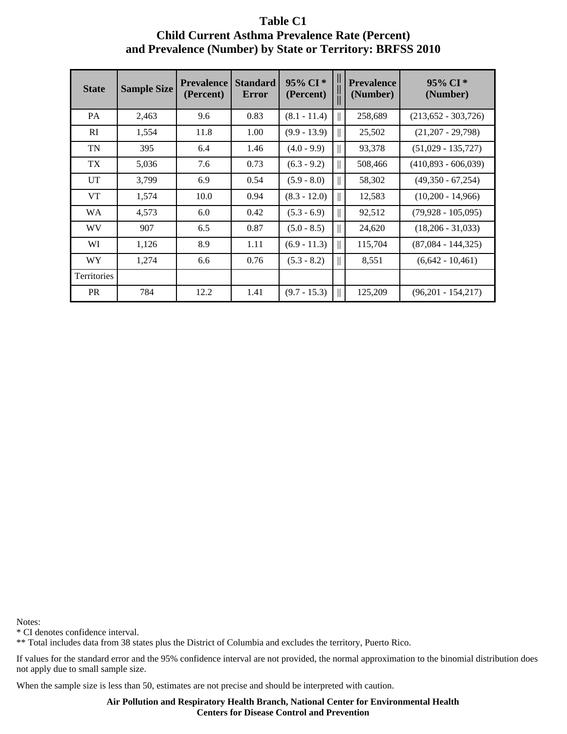# Table C1
## Child Current Asthma Prevalence Rate (Percent) and Prevalence (Number) by State or Territory: BRFSS 2010

| State | Sample Size | Prevalence (Percent) | Standard Error | 95% CI * (Percent) | \|\| | Prevalence (Number) | 95% CI * (Number) |
|---|---|---|---|---|---|---|---|
| PA | 2,463 | 9.6 | 0.83 | (8.1 - 11.4) | \|\| | 258,689 | (213,652 - 303,726) |
| RI | 1,554 | 11.8 | 1.00 | (9.9 - 13.9) | \|\| | 25,502 | (21,207 - 29,798) |
| TN | 395 | 6.4 | 1.46 | (4.0 - 9.9) | \|\| | 93,378 | (51,029 - 135,727) |
| TX | 5,036 | 7.6 | 0.73 | (6.3 - 9.2) | \|\| | 508,466 | (410,893 - 606,039) |
| UT | 3,799 | 6.9 | 0.54 | (5.9 - 8.0) | \|\| | 58,302 | (49,350 - 67,254) |
| VT | 1,574 | 10.0 | 0.94 | (8.3 - 12.0) | \|\| | 12,583 | (10,200 - 14,966) |
| WA | 4,573 | 6.0 | 0.42 | (5.3 - 6.9) | \|\| | 92,512 | (79,928 - 105,095) |
| WV | 907 | 6.5 | 0.87 | (5.0 - 8.5) | \|\| | 24,620 | (18,206 - 31,033) |
| WI | 1,126 | 8.9 | 1.11 | (6.9 - 11.3) | \|\| | 115,704 | (87,084 - 144,325) |
| WY | 1,274 | 6.6 | 0.76 | (5.3 - 8.2) | \|\| | 8,551 | (6,642 - 10,461) |
| Territories | | | | | | | |
| PR | 784 | 12.2 | 1.41 | (9.7 - 15.3) | \|\| | 125,209 | (96,201 - 154,217) |

Notes:
* CI denotes confidence interval.
** Total includes data from 38 states plus the District of Columbia and excludes the territory, Puerto Rico.

If values for the standard error and the 95% confidence interval are not provided, the normal approximation to the binomial distribution does not apply due to small sample size.

When the sample size is less than 50, estimates are not precise and should be interpreted with caution.

**Air Pollution and Respiratory Health Branch, National Center for Environmental Health**
**Centers for Disease Control and Prevention**